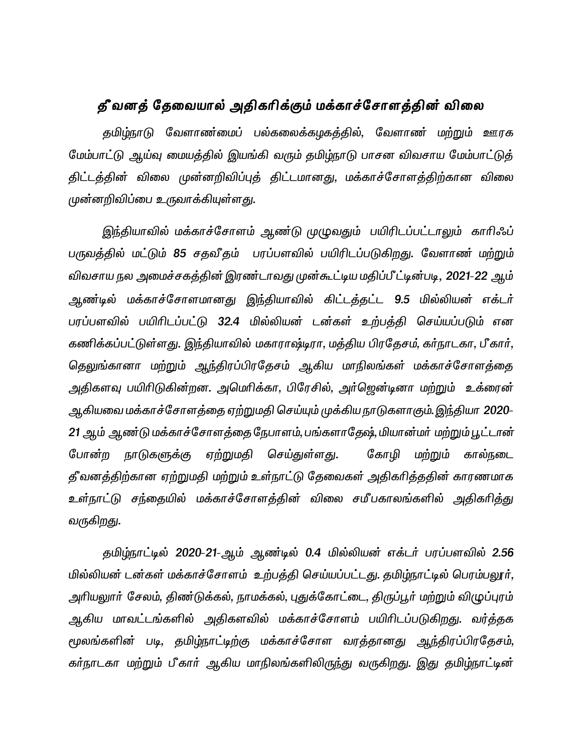## தீவனத் தேவையால் அதிகரிக்கும் மக்காச்சோளத்தின் விலை

*தமிழ்நாடு வேளாண்மைப் பல்கலைக்கழகத்தில், வேளாண் மற்றும் ஊரக மேம்பாட்டு ஆய்வு மையத்தில் இயங்கி வரும் தமிழ்நாடு பாசன விவசாய மேம்பாட்டுத் திட்டத்தின் விலை முன்னறிவிப்புத் திட்டமானது, மக்காச்சோளத்திற்கான விலை முன்னறிவிப்பை உருவாக்கியுள்ளது.*

*இந்தியாவில் மக்காச்சோளம் ஆண்டு முழுவதும் பயிரிடப்பட்டாலும் காரிஃப் பருவத்தில் மட்டும் **85** சதவீதம் பரப்பளவில் பயிரிடப்படுகிறது. வேளாண் மற்றும் விவசாய நல அமைச்சகத்தின் இரண்டாவது முன்கூட்டிய மதிப்பீட்டின்படி, **2021-22** ஆம் ஆண்டில் மக்காச்சோளமானது இந்தியாவில் கிட்டத்தட்ட **9.5** மில்லியன் எக்டர் பரப்பளவில் பயிரிடப்பட்டு **32.4** மில்லியன் டன்கள் உற்பத்தி செய்யப்படும் என கணிக்கப்பட்டுள்ளது. இந்தியாவில் மகாராஷ்டிரா, மத்திய பிரதேசம், கர்நாடகா, பீகார், தெலுங்கானா மற்றும் ஆந்திரப்பிரதேசம் ஆகிய மாநிலங்கள் மக்காச்சோளத்தை அதிகளவு பயிரிடுகின்றன. அமெரிக்கா, பிரேசில், அர்ஜென்டினா மற்றும் உக்ரைன் ஆகியவை மக்காச்சோளத்தை ஏற்றுமதி செய்யும் முக்கிய நாடுகளாகும். இந்தியா **2020-21** ஆம் ஆண்டு மக்காச்சோளத்தை நேபாளம், பங்களாதேஷ், மியான்மர் மற்றும் பூட்டான் போன்ற நாடுகளுக்கு ஏற்றுமதி செய்துள்ளது. கோழி மற்றும் கால்நடை தீவனத்திற்கான ஏற்றுமதி மற்றும் உள்நாட்டு தேவைகள் அதிகரித்ததின் காரணமாக உள்நாட்டு சந்தையில் மக்காச்சோளத்தின் விலை சமீபகாலங்களில் அதிகரித்து வருகிறது.*

*தமிழ்நாட்டில் **2020-21**-ஆம் ஆண்டில் **0.4** மில்லியன் எக்டர் பரப்பளவில் **2.56** மில்லியன் டன்கள் மக்காச்சோளம் உற்பத்தி செய்யப்பட்டது. தமிழ்நாட்டில் பெரம்பலூர், அரியலூர் சேலம், திண்டுக்கல், நாமக்கல், புதுக்கோட்டை, திருப்பூர் மற்றும் விழுப்புரம் ஆகிய மாவட்டங்களில் அதிகளவில் மக்காச்சோளம் பயிரிடப்படுகிறது. வர்த்தக மூலங்களின் படி, தமிழ்நாட்டிற்கு மக்காச்சோள வரத்தானது ஆந்திரப்பிரதேசம், கர்நாடகா மற்றும் பீகார் ஆகிய மாநிலங்களிலிருந்து வருகிறது. இது தமிழ்நாட்டின்*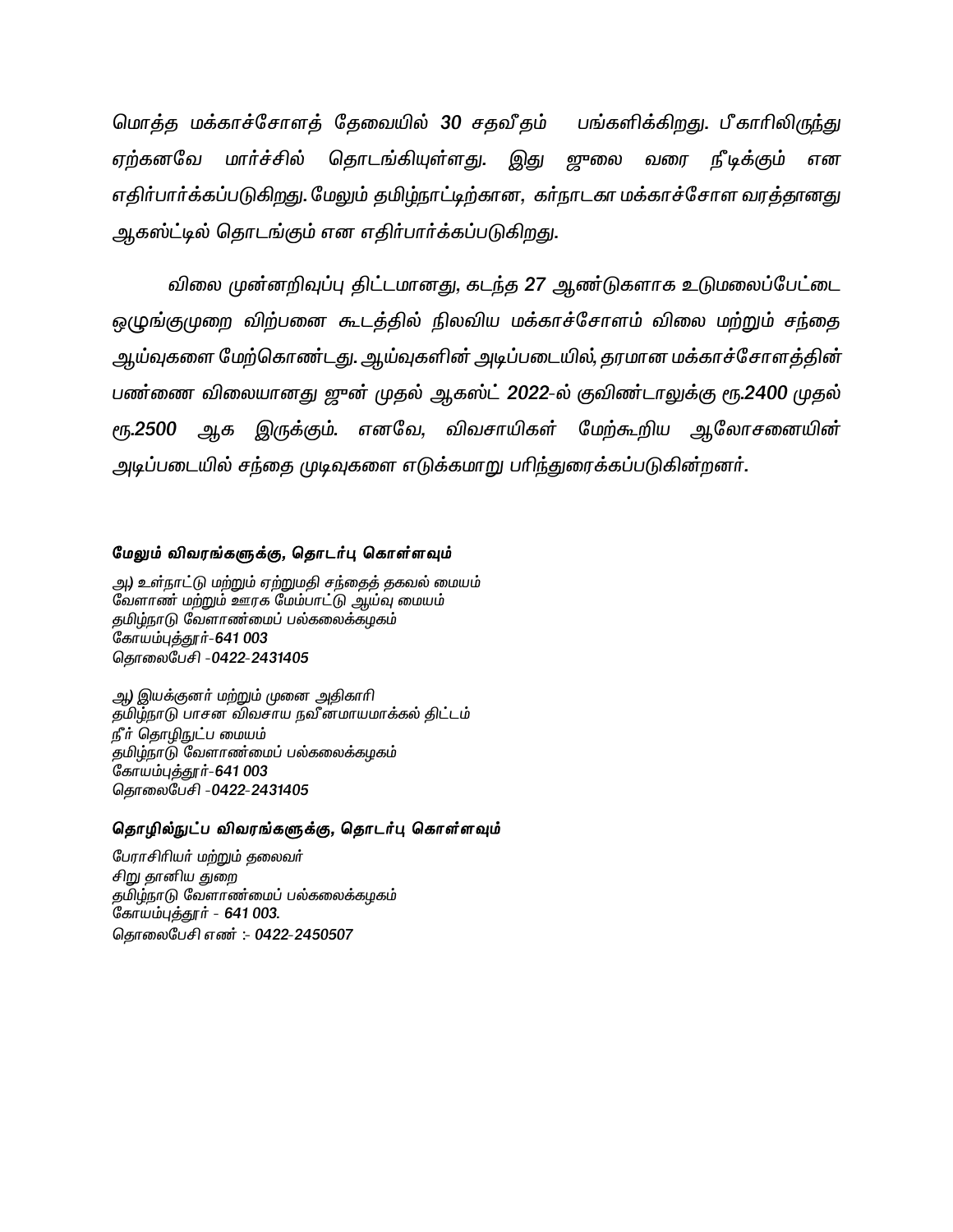*மொத்த மக்காச்சோளத் தேவையில் **30** சதவீதம் பங்களிக்கிறது. பீகாரிலிருந்து ஏற்கனவே மார்ச்சில் தொடங்கியுள்ளது. இது ஜூலை வரை நீடிக்கும் என எதிர்பார்க்கப்படுகிறது. மேலும் தமிழ்நாட்டிற்கான, கர்நாடகா மக்காச்சோள வரத்தானது ஆகஸ்ட்டில் தொடங்கும் என எதிர்பார்க்கப்படுகிறது.*

*விலை முன்னறிவுப்பு திட்டமானது, கடந்த 27 ஆண்டுகளாக உடுமலைப்பேட்டை ஒழுங்குமுறை விற்பனை கூடத்தில் நிலவிய மக்காச்சோளம் விலை மற்றும் சந்தை ஆய்வுகளை மேற்கொண்டது. ஆய்வுகளின் அடிப்படையில், தரமான மக்காச்சோளத்தின் பண்ணை விலையானது ஜுன் முதல் ஆகஸ்ட் **2022**-ல் குவிண்டாலுக்கு ரூ.**2400** முதல் ரூ.**2500** ஆக இருக்கும். எனவே, விவசாயிகள் மேற்கூறிய ஆலோசனையின் அடிப்படையில் சந்தை முடிவுகளை எடுக்கமாறு பரிந்துரைக்கப்படுகின்றனர்.*

**மேலும் விவரங்களுக்கு, தொடர்பு கொள்ளவும்**

*அ) உள்நாட்டு மற்றும் ஏற்றுமதி சந்தைத் தகவல் மையம்*
*வேளாண் மற்றும் ஊரக மேம்பாட்டு ஆய்வு மையம்*
*தமிழ்நாடு வேளாண்மைப் பல்கலைக்கழகம்*
*கோயம்புத்தூர்-**641 003***
*தொலைபேசி -**0422-2431405***

*ஆ) இயக்குனர் மற்றும் முனை அதிகாரி*
*தமிழ்நாடு பாசன விவசாய நவீனமாயமாக்கல் திட்டம்*
*நீர் தொழிநுட்ப மையம்*
*தமிழ்நாடு வேளாண்மைப் பல்கலைக்கழகம்*
*கோயம்புத்தூர்-**641 003***
*தொலைபேசி -**0422-2431405***

**தொழில்நுட்ப விவரங்களுக்கு, தொடர்பு கொள்ளவும்**

*பேராசிரியர் மற்றும் தலைவர்*
*சிறு தானிய துறை*
*தமிழ்நாடு வேளாண்மைப் பல்கலைக்கழகம்*
*கோயம்புத்தூர் - **641 003.***
*தொலைபேசி எண் :- **0422-2450507***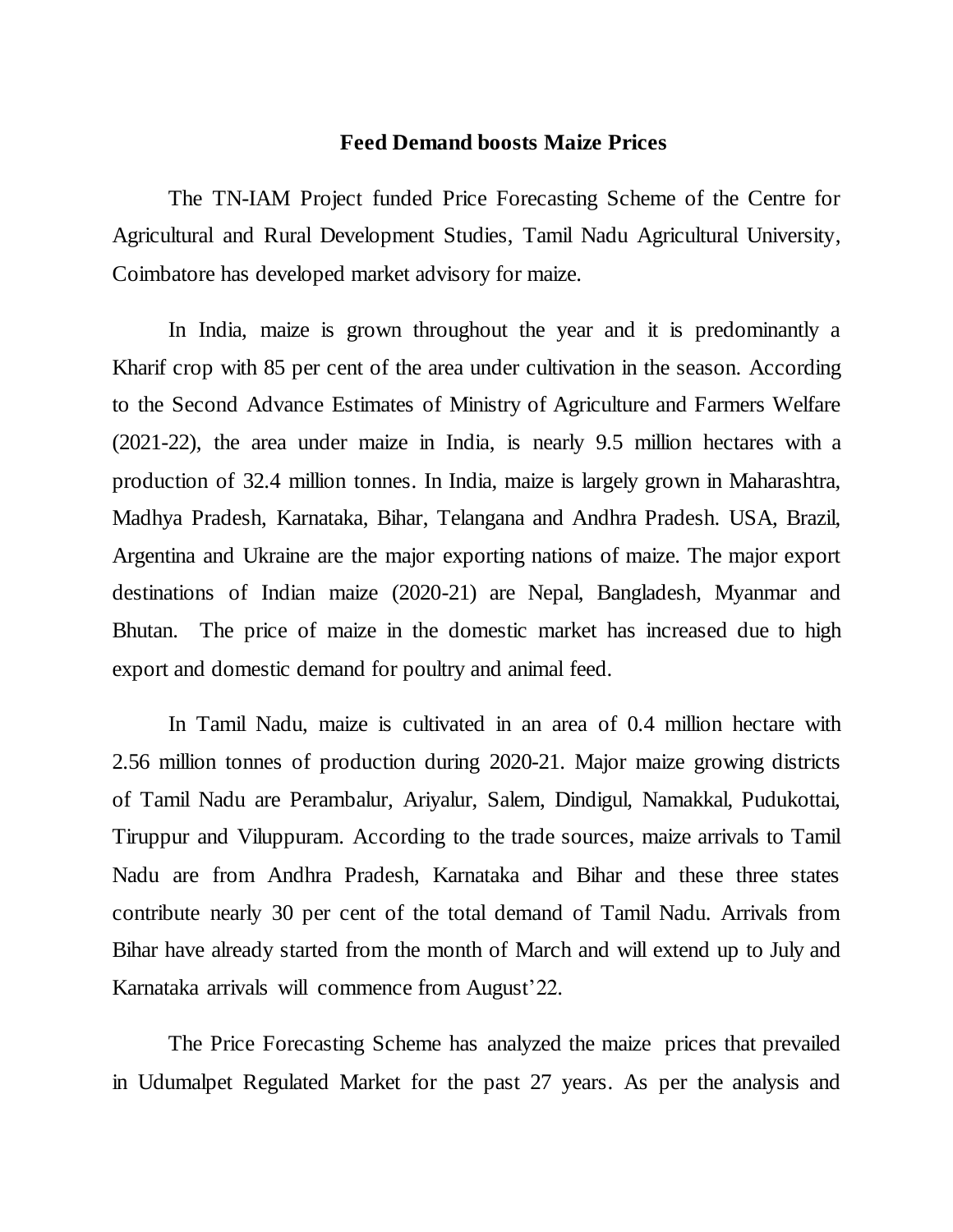**Feed Demand boosts Maize Prices**

The TN-IAM Project funded Price Forecasting Scheme of the Centre for Agricultural and Rural Development Studies, Tamil Nadu Agricultural University, Coimbatore has developed market advisory for maize.

In India, maize is grown throughout the year and it is predominantly a Kharif crop with 85 per cent of the area under cultivation in the season. According to the Second Advance Estimates of Ministry of Agriculture and Farmers Welfare (2021-22), the area under maize in India, is nearly 9.5 million hectares with a production of 32.4 million tonnes. In India, maize is largely grown in Maharashtra, Madhya Pradesh, Karnataka, Bihar, Telangana and Andhra Pradesh. USA, Brazil, Argentina and Ukraine are the major exporting nations of maize. The major export destinations of Indian maize (2020-21) are Nepal, Bangladesh, Myanmar and Bhutan. The price of maize in the domestic market has increased due to high export and domestic demand for poultry and animal feed.

In Tamil Nadu, maize is cultivated in an area of 0.4 million hectare with 2.56 million tonnes of production during 2020-21. Major maize growing districts of Tamil Nadu are Perambalur, Ariyalur, Salem, Dindigul, Namakkal, Pudukottai, Tiruppur and Viluppuram. According to the trade sources, maize arrivals to Tamil Nadu are from Andhra Pradesh, Karnataka and Bihar and these three states contribute nearly 30 per cent of the total demand of Tamil Nadu. Arrivals from Bihar have already started from the month of March and will extend up to July and Karnataka arrivals will commence from August'22.

The Price Forecasting Scheme has analyzed the maize prices that prevailed in Udumalpet Regulated Market for the past 27 years. As per the analysis and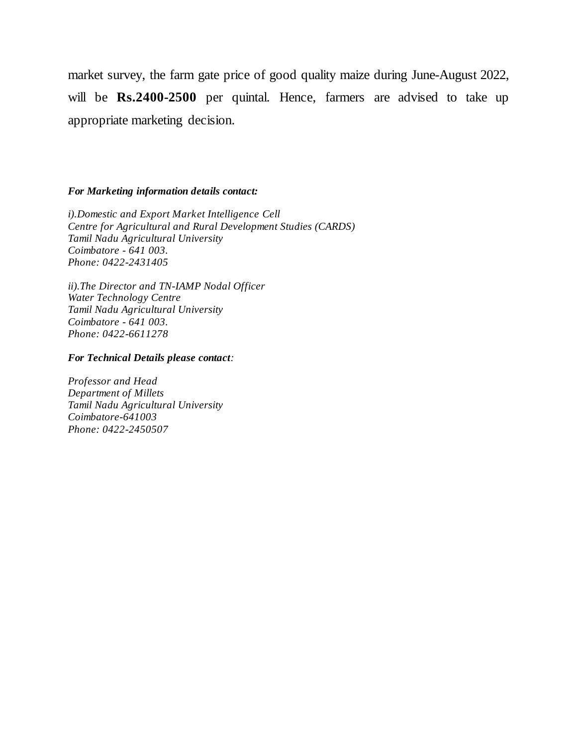market survey, the farm gate price of good quality maize during June-August 2022, will be **Rs.2400-2500** per quintal. Hence, farmers are advised to take up appropriate marketing decision.

***For Marketing information details contact:***

*i).Domestic and Export Market Intelligence Cell*
*Centre for Agricultural and Rural Development Studies (CARDS)*
*Tamil Nadu Agricultural University*
*Coimbatore - 641 003.*
*Phone: 0422-2431405*

*ii).The Director and TN-IAMP Nodal Officer*
*Water Technology Centre*
*Tamil Nadu Agricultural University*
*Coimbatore - 641 003.*
*Phone: 0422-6611278*

***For Technical Details please contact:***

*Professor and Head*
*Department of Millets*
*Tamil Nadu Agricultural University*
*Coimbatore-641003*
*Phone: 0422-2450507*